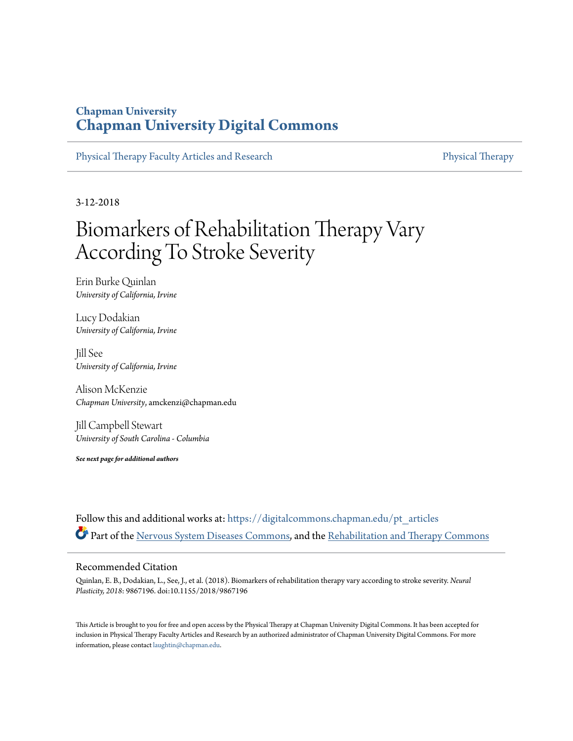Chapman University

# Chapman University Digital Commons

Physical Therapy Faculty Articles and Research | Physical Therapy

3-12-2018

# Biomarkers of Rehabilitation Therapy Vary According To Stroke Severity

Erin Burke Quinlan
*University of California, Irvine*

Lucy Dodakian
*University of California, Irvine*

Jill See
*University of California, Irvine*

Alison McKenzie
*Chapman University*, amckenzi@chapman.edu

Jill Campbell Stewart
*University of South Carolina - Columbia*

***See next page for additional authors***

Follow this and additional works at: https://digitalcommons.chapman.edu/pt_articles

Part of the Nervous System Diseases Commons, and the Rehabilitation and Therapy Commons

## Recommended Citation

Quinlan, E. B., Dodakian, L., See, J., et al. (2018). Biomarkers of rehabilitation therapy vary according to stroke severity. *Neural Plasticity, 2018*: 9867196. doi:10.1155/2018/9867196

This Article is brought to you for free and open access by the Physical Therapy at Chapman University Digital Commons. It has been accepted for inclusion in Physical Therapy Faculty Articles and Research by an authorized administrator of Chapman University Digital Commons. For more information, please contact laughtin@chapman.edu.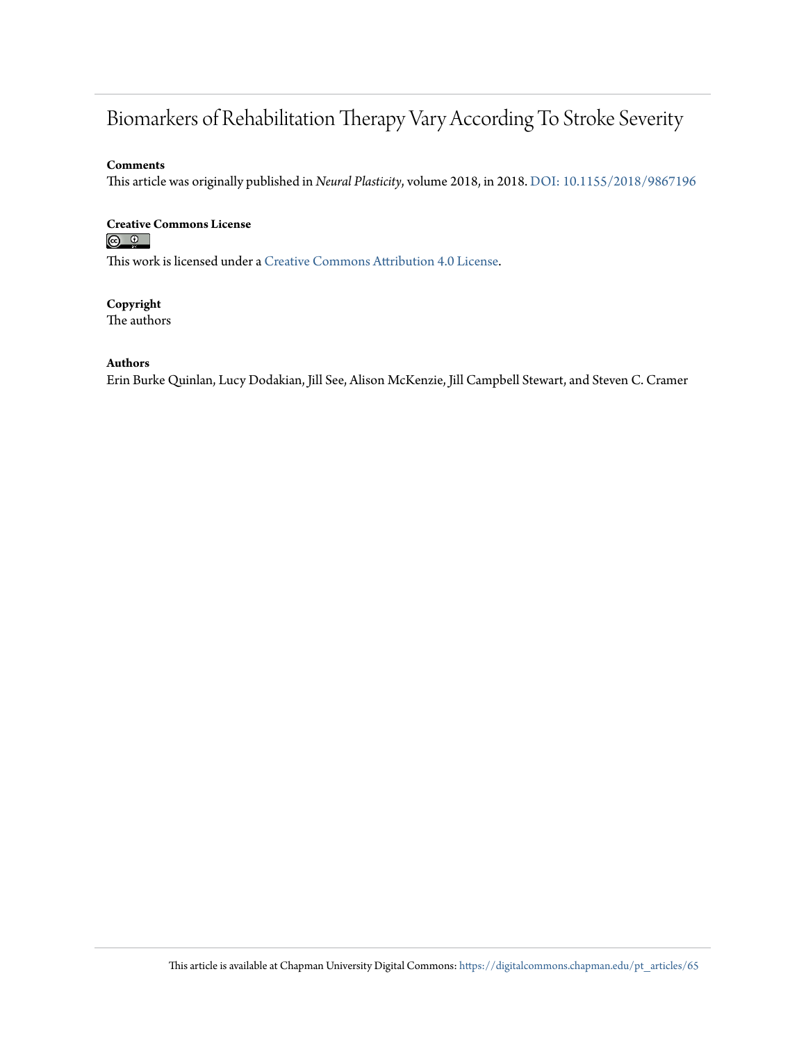# Biomarkers of Rehabilitation Therapy Vary According To Stroke Severity

**Comments**

This article was originally published in *Neural Plasticity*, volume 2018, in 2018. DOI: 10.1155/2018/9867196

**Creative Commons License**

This work is licensed under a Creative Commons Attribution 4.0 License.

**Copyright**

The authors

**Authors**

Erin Burke Quinlan, Lucy Dodakian, Jill See, Alison McKenzie, Jill Campbell Stewart, and Steven C. Cramer

This article is available at Chapman University Digital Commons: https://digitalcommons.chapman.edu/pt_articles/65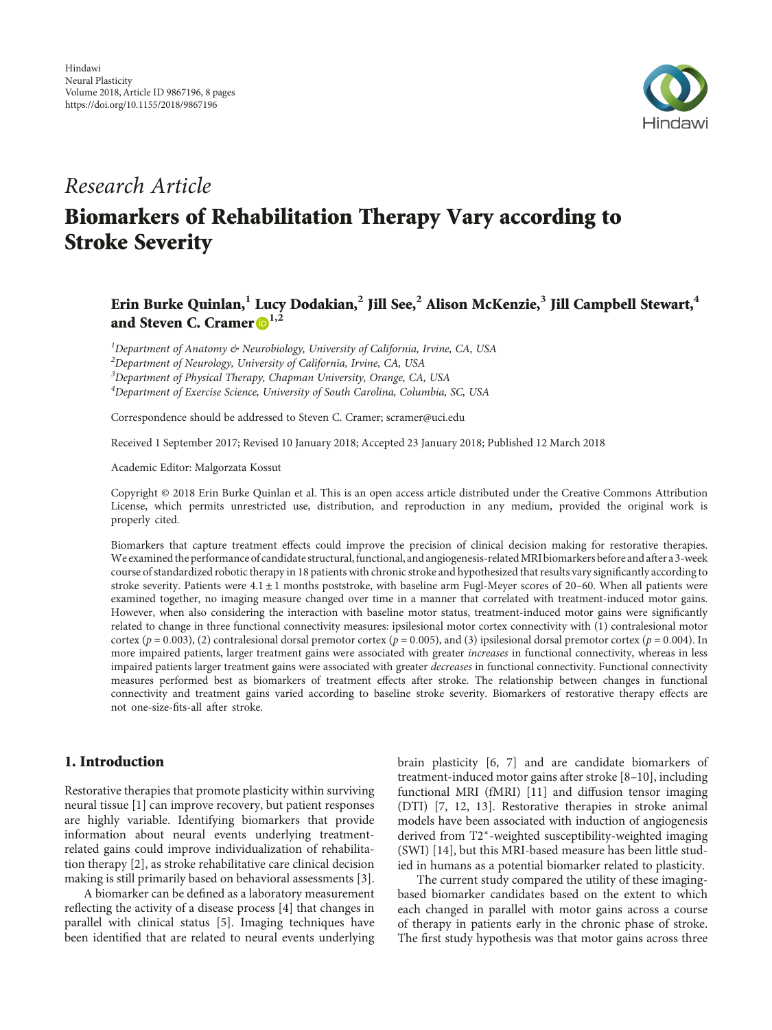*Research Article*

# Biomarkers of Rehabilitation Therapy Vary according to Stroke Severity

**Erin Burke Quinlan,[1] Lucy Dodakian,[2] Jill See,[2] Alison McKenzie,[3] Jill Campbell Stewart,[4] and Steven C. Cramer[1,2]**

[1]*Department of Anatomy & Neurobiology, University of California, Irvine, CA, USA*
[2]*Department of Neurology, University of California, Irvine, CA, USA*
[3]*Department of Physical Therapy, Chapman University, Orange, CA, USA*
[4]*Department of Exercise Science, University of South Carolina, Columbia, SC, USA*

Correspondence should be addressed to Steven C. Cramer; scramer@uci.edu

Received 1 September 2017; Revised 10 January 2018; Accepted 23 January 2018; Published 12 March 2018

Academic Editor: Malgorzata Kossut

Copyright © 2018 Erin Burke Quinlan et al. This is an open access article distributed under the Creative Commons Attribution License, which permits unrestricted use, distribution, and reproduction in any medium, provided the original work is properly cited.

Biomarkers that capture treatment effects could improve the precision of clinical decision making for restorative therapies. We examined the performance of candidate structural, functional, and angiogenesis-related MRI biomarkers before and after a 3-week course of standardized robotic therapy in 18 patients with chronic stroke and hypothesized that results vary significantly according to stroke severity. Patients were $4.1 \pm 1$ months poststroke, with baseline arm Fugl-Meyer scores of 20–60. When all patients were examined together, no imaging measure changed over time in a manner that correlated with treatment-induced motor gains. However, when also considering the interaction with baseline motor status, treatment-induced motor gains were significantly related to change in three functional connectivity measures: ipsilesional motor cortex connectivity with (1) contralesional motor cortex ($p = 0.003$), (2) contralesional dorsal premotor cortex ($p = 0.005$), and (3) ipsilesional dorsal premotor cortex ($p = 0.004$). In more impaired patients, larger treatment gains were associated with greater *increases* in functional connectivity, whereas in less impaired patients larger treatment gains were associated with greater *decreases* in functional connectivity. Functional connectivity measures performed best as biomarkers of treatment effects after stroke. The relationship between changes in functional connectivity and treatment gains varied according to baseline stroke severity. Biomarkers of restorative therapy effects are not one-size-fits-all after stroke.

## 1. Introduction

Restorative therapies that promote plasticity within surviving neural tissue [1] can improve recovery, but patient responses are highly variable. Identifying biomarkers that provide information about neural events underlying treatment-related gains could improve individualization of rehabilitation therapy [2], as stroke rehabilitative care clinical decision making is still primarily based on behavioral assessments [3].

A biomarker can be defined as a laboratory measurement reflecting the activity of a disease process [4] that changes in parallel with clinical status [5]. Imaging techniques have been identified that are related to neural events underlying brain plasticity [6, 7] and are candidate biomarkers of treatment-induced motor gains after stroke [8–10], including functional MRI (fMRI) [11] and diffusion tensor imaging (DTI) [7, 12, 13]. Restorative therapies in stroke animal models have been associated with induction of angiogenesis derived from T2*-weighted susceptibility-weighted imaging (SWI) [14], but this MRI-based measure has been little studied in humans as a potential biomarker related to plasticity.

The current study compared the utility of these imaging-based biomarker candidates based on the extent to which each changed in parallel with motor gains across a course of therapy in patients early in the chronic phase of stroke. The first study hypothesis was that motor gains across three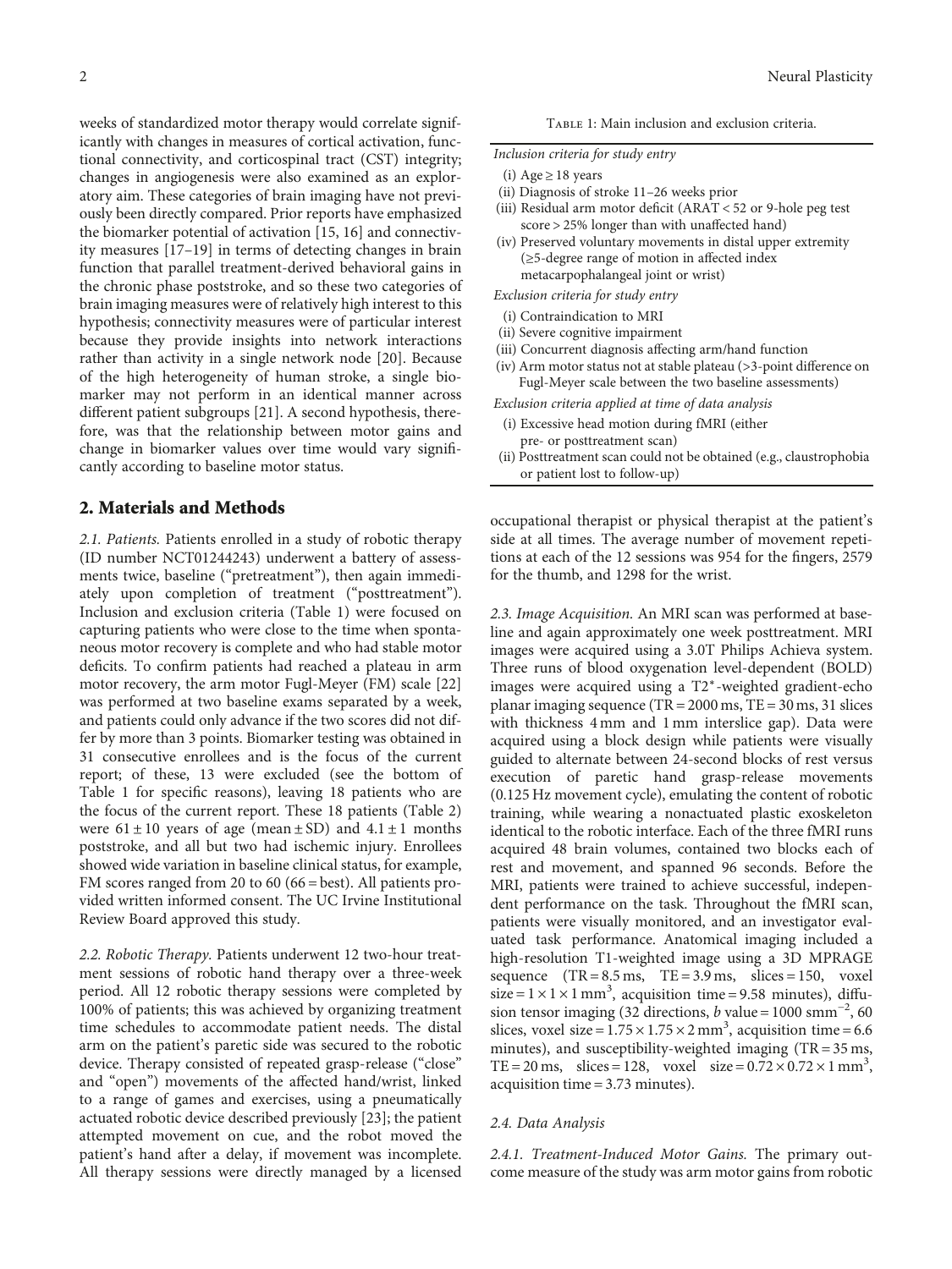weeks of standardized motor therapy would correlate significantly with changes in measures of cortical activation, functional connectivity, and corticospinal tract (CST) integrity; changes in angiogenesis were also examined as an exploratory aim. These categories of brain imaging have not previously been directly compared. Prior reports have emphasized the biomarker potential of activation [15, 16] and connectivity measures [17–19] in terms of detecting changes in brain function that parallel treatment-derived behavioral gains in the chronic phase poststroke, and so these two categories of brain imaging measures were of relatively high interest to this hypothesis; connectivity measures were of particular interest because they provide insights into network interactions rather than activity in a single network node [20]. Because of the high heterogeneity of human stroke, a single biomarker may not perform in an identical manner across different patient subgroups [21]. A second hypothesis, therefore, was that the relationship between motor gains and change in biomarker values over time would vary significantly according to baseline motor status.

## 2. Materials and Methods

*2.1. Patients.* Patients enrolled in a study of robotic therapy (ID number NCT01244243) underwent a battery of assessments twice, baseline ("pretreatment"), then again immediately upon completion of treatment ("posttreatment"). Inclusion and exclusion criteria (Table 1) were focused on capturing patients who were close to the time when spontaneous motor recovery is complete and who had stable motor deficits. To confirm patients had reached a plateau in arm motor recovery, the arm motor Fugl-Meyer (FM) scale [22] was performed at two baseline exams separated by a week, and patients could only advance if the two scores did not differ by more than 3 points. Biomarker testing was obtained in 31 consecutive enrollees and is the focus of the current report; of these, 13 were excluded (see the bottom of Table 1 for specific reasons), leaving 18 patients who are the focus of the current report. These 18 patients (Table 2) were $61 \pm 10$ years of age (mean ± SD) and $4.1 \pm 1$ months poststroke, and all but two had ischemic injury. Enrollees showed wide variation in baseline clinical status, for example, FM scores ranged from 20 to 60 (66 = best). All patients provided written informed consent. The UC Irvine Institutional Review Board approved this study.

Table 1: Main inclusion and exclusion criteria.

| |
|---|
| *Inclusion criteria for study entry* |
| (i) Age ≥ 18 years |
| (ii) Diagnosis of stroke 11–26 weeks prior |
| (iii) Residual arm motor deficit (ARAT < 52 or 9-hole peg test score > 25% longer than with unaffected hand) |
| (iv) Preserved voluntary movements in distal upper extremity (≥5-degree range of motion in affected index metacarpophalangeal joint or wrist) |
| *Exclusion criteria for study entry* |
| (i) Contraindication to MRI |
| (ii) Severe cognitive impairment |
| (iii) Concurrent diagnosis affecting arm/hand function |
| (iv) Arm motor status not at stable plateau (>3-point difference on Fugl-Meyer scale between the two baseline assessments) |
| *Exclusion criteria applied at time of data analysis* |
| (i) Excessive head motion during fMRI (either pre- or posttreatment scan) |
| (ii) Posttreatment scan could not be obtained (e.g., claustrophobia or patient lost to follow-up) |

*2.2. Robotic Therapy.* Patients underwent 12 two-hour treatment sessions of robotic hand therapy over a three-week period. All 12 robotic therapy sessions were completed by 100% of patients; this was achieved by organizing treatment time schedules to accommodate patient needs. The distal arm on the patient's paretic side was secured to the robotic device. Therapy consisted of repeated grasp-release ("close" and "open") movements of the affected hand/wrist, linked to a range of games and exercises, using a pneumatically actuated robotic device described previously [23]; the patient attempted movement on cue, and the robot moved the patient's hand after a delay, if movement was incomplete. All therapy sessions were directly managed by a licensed occupational therapist or physical therapist at the patient's side at all times. The average number of movement repetitions at each of the 12 sessions was 954 for the fingers, 2579 for the thumb, and 1298 for the wrist.

*2.3. Image Acquisition.* An MRI scan was performed at baseline and again approximately one week posttreatment. MRI images were acquired using a 3.0T Philips Achieva system. Three runs of blood oxygenation level-dependent (BOLD) images were acquired using a $T2^*$-weighted gradient-echo planar imaging sequence (TR = 2000 ms, TE = 30 ms, 31 slices with thickness 4 mm and 1 mm interslice gap). Data were acquired using a block design while patients were visually guided to alternate between 24-second blocks of rest versus execution of paretic hand grasp-release movements (0.125 Hz movement cycle), emulating the content of robotic training, while wearing a nonactuated plastic exoskeleton identical to the robotic interface. Each of the three fMRI runs acquired 48 brain volumes, contained two blocks each of rest and movement, and spanned 96 seconds. Before the MRI, patients were trained to achieve successful, independent performance on the task. Throughout the fMRI scan, patients were visually monitored, and an investigator evaluated task performance. Anatomical imaging included a high-resolution T1-weighted image using a 3D MPRAGE sequence (TR = 8.5 ms, TE = 3.9 ms, slices = 150, voxel size = $1 \times 1 \times 1\ \text{mm}^3$, acquisition time = 9.58 minutes), diffusion tensor imaging (32 directions, $b$ value = $1000\ \text{smm}^{-2}$, 60 slices, voxel size = $1.75 \times 1.75 \times 2\ \text{mm}^3$, acquisition time = 6.6 minutes), and susceptibility-weighted imaging (TR = 35 ms, TE = 20 ms, slices = 128, voxel size = $0.72 \times 0.72 \times 1\ \text{mm}^3$, acquisition time = 3.73 minutes).

*2.4. Data Analysis*

*2.4.1. Treatment-Induced Motor Gains.* The primary outcome measure of the study was arm motor gains from robotic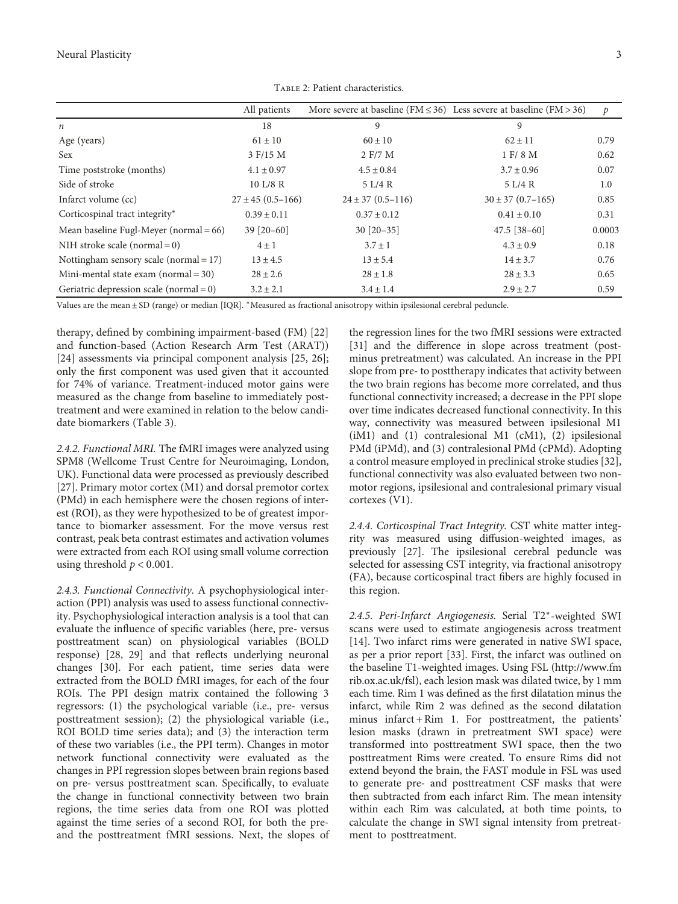Table 2: Patient characteristics.

| | All patients | More severe at baseline (FM ≤ 36) | Less severe at baseline (FM > 36) | $p$ |
|---|---|---|---|---|
| $n$ | 18 | 9 | 9 | |
| Age (years) | $61 \pm 10$ | $60 \pm 10$ | $62 \pm 11$ | 0.79 |
| Sex | 3 F/15 M | 2 F/7 M | 1 F/ 8 M | 0.62 |
| Time poststroke (months) | $4.1 \pm 0.97$ | $4.5 \pm 0.84$ | $3.7 \pm 0.96$ | 0.07 |
| Side of stroke | 10 L/8 R | 5 L/4 R | 5 L/4 R | 1.0 |
| Infarct volume (cc) | $27 \pm 45$ (0.5–166) | $24 \pm 37$ (0.5–116) | $30 \pm 37$ (0.7–165) | 0.85 |
| Corticospinal tract integrity* | $0.39 \pm 0.11$ | $0.37 \pm 0.12$ | $0.41 \pm 0.10$ | 0.31 |
| Mean baseline Fugl-Meyer (normal = 66) | 39 [20–60] | 30 [20–35] | 47.5 [38–60] | 0.0003 |
| NIH stroke scale (normal = 0) | $4 \pm 1$ | $3.7 \pm 1$ | $4.3 \pm 0.9$ | 0.18 |
| Nottingham sensory scale (normal = 17) | $13 \pm 4.5$ | $13 \pm 5.4$ | $14 \pm 3.7$ | 0.76 |
| Mini-mental state exam (normal = 30) | $28 \pm 2.6$ | $28 \pm 1.8$ | $28 \pm 3.3$ | 0.65 |
| Geriatric depression scale (normal = 0) | $3.2 \pm 2.1$ | $3.4 \pm 1.4$ | $2.9 \pm 2.7$ | 0.59 |

Values are the mean ± SD (range) or median [IQR]. *Measured as fractional anisotropy within ipsilesional cerebral peduncle.

therapy, defined by combining impairment-based (FM) [22] and function-based (Action Research Arm Test (ARAT)) [24] assessments via principal component analysis [25, 26]; only the first component was used given that it accounted for 74% of variance. Treatment-induced motor gains were measured as the change from baseline to immediately post-treatment and were examined in relation to the below candidate biomarkers (Table 3).

*2.4.2. Functional MRI.* The fMRI images were analyzed using SPM8 (Wellcome Trust Centre for Neuroimaging, London, UK). Functional data were processed as previously described [27]. Primary motor cortex (M1) and dorsal premotor cortex (PMd) in each hemisphere were the chosen regions of interest (ROI), as they were hypothesized to be of greatest importance to biomarker assessment. For the move versus rest contrast, peak beta contrast estimates and activation volumes were extracted from each ROI using small volume correction using threshold $p < 0.001$.

*2.4.3. Functional Connectivity.* A psychophysiological interaction (PPI) analysis was used to assess functional connectivity. Psychophysiological interaction analysis is a tool that can evaluate the influence of specific variables (here, pre- versus posttreatment scan) on physiological variables (BOLD response) [28, 29] and that reflects underlying neuronal changes [30]. For each patient, time series data were extracted from the BOLD fMRI images, for each of the four ROIs. The PPI design matrix contained the following 3 regressors: (1) the psychological variable (i.e., pre- versus posttreatment session); (2) the physiological variable (i.e., ROI BOLD time series data); and (3) the interaction term of these two variables (i.e., the PPI term). Changes in motor network functional connectivity were evaluated as the changes in PPI regression slopes between brain regions based on pre- versus posttreatment scan. Specifically, to evaluate the change in functional connectivity between two brain regions, the time series data from one ROI was plotted against the time series of a second ROI, for both the pre- and the posttreatment fMRI sessions. Next, the slopes of the regression lines for the two fMRI sessions were extracted [31] and the difference in slope across treatment (post- minus pretreatment) was calculated. An increase in the PPI slope from pre- to posttherapy indicates that activity between the two brain regions has become more correlated, and thus functional connectivity increased; a decrease in the PPI slope over time indicates decreased functional connectivity. In this way, connectivity was measured between ipsilesional M1 (iM1) and (1) contralesional M1 (cM1), (2) ipsilesional PMd (iPMd), and (3) contralesional PMd (cPMd). Adopting a control measure employed in preclinical stroke studies [32], functional connectivity was also evaluated between two non-motor regions, ipsilesional and contralesional primary visual cortexes (V1).

*2.4.4. Corticospinal Tract Integrity.* CST white matter integrity was measured using diffusion-weighted images, as previously [27]. The ipsilesional cerebral peduncle was selected for assessing CST integrity, via fractional anisotropy (FA), because corticospinal tract fibers are highly focused in this region.

*2.4.5. Peri-Infarct Angiogenesis.* Serial T2*-weighted SWI scans were used to estimate angiogenesis across treatment [14]. Two infarct rims were generated in native SWI space, as per a prior report [33]. First, the infarct was outlined on the baseline T1-weighted images. Using FSL (http://www.fmrib.ox.ac.uk/fsl), each lesion mask was dilated twice, by 1 mm each time. Rim 1 was defined as the first dilatation minus the infarct, while Rim 2 was defined as the second dilatation minus infarct + Rim 1. For posttreatment, the patients' lesion masks (drawn in pretreatment SWI space) were transformed into posttreatment SWI space, then the two posttreatment Rims were created. To ensure Rims did not extend beyond the brain, the FAST module in FSL was used to generate pre- and posttreatment CSF masks that were then subtracted from each infarct Rim. The mean intensity within each Rim was calculated, at both time points, to calculate the change in SWI signal intensity from pretreatment to posttreatment.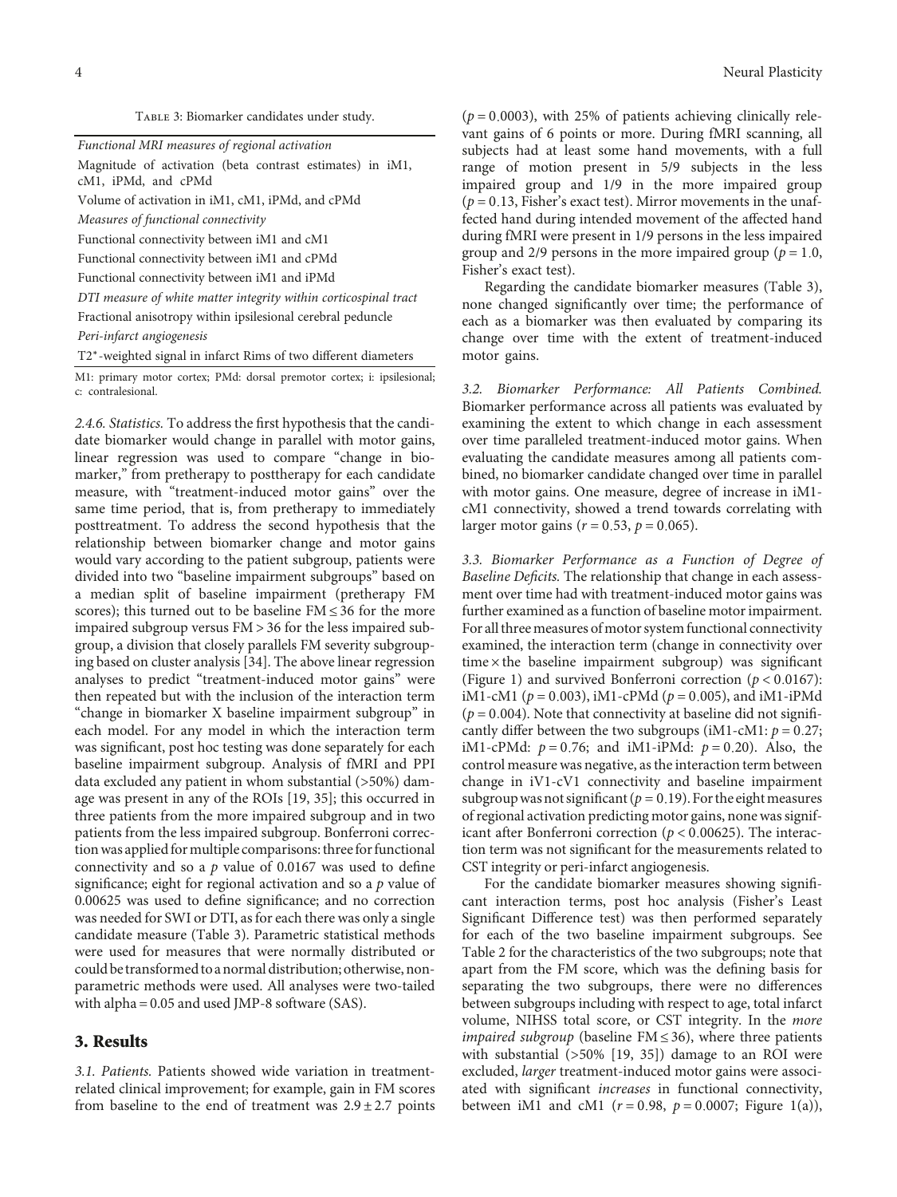Table 3: Biomarker candidates under study.

| |
|---|
| *Functional MRI measures of regional activation* |
| Magnitude of activation (beta contrast estimates) in iM1, cM1, iPMd, and cPMd |
| Volume of activation in iM1, cM1, iPMd, and cPMd |
| *Measures of functional connectivity* |
| Functional connectivity between iM1 and cM1 |
| Functional connectivity between iM1 and cPMd |
| Functional connectivity between iM1 and iPMd |
| *DTI measure of white matter integrity within corticospinal tract* |
| Fractional anisotropy within ipsilesional cerebral peduncle |
| *Peri-infarct angiogenesis* |
| $T2^*$-weighted signal in infarct Rims of two different diameters |

M1: primary motor cortex; PMd: dorsal premotor cortex; i: ipsilesional; c: contralesional.

*2.4.6. Statistics.* To address the first hypothesis that the candidate biomarker would change in parallel with motor gains, linear regression was used to compare "change in biomarker," from pretherapy to posttherapy for each candidate measure, with "treatment-induced motor gains" over the same time period, that is, from pretherapy to immediately posttreatment. To address the second hypothesis that the relationship between biomarker change and motor gains would vary according to the patient subgroup, patients were divided into two "baseline impairment subgroups" based on a median split of baseline impairment (pretherapy FM scores); this turned out to be baseline FM $\leq 36$ for the more impaired subgroup versus FM $> 36$ for the less impaired subgroup, a division that closely parallels FM severity subgrouping based on cluster analysis [34]. The above linear regression analyses to predict "treatment-induced motor gains" were then repeated but with the inclusion of the interaction term "change in biomarker X baseline impairment subgroup" in each model. For any model in which the interaction term was significant, post hoc testing was done separately for each baseline impairment subgroup. Analysis of fMRI and PPI data excluded any patient in whom substantial (>50%) damage was present in any of the ROIs [19, 35]; this occurred in three patients from the more impaired subgroup and in two patients from the less impaired subgroup. Bonferroni correction was applied for multiple comparisons: three for functional connectivity and so a $p$ value of 0.0167 was used to define significance; eight for regional activation and so a $p$ value of 0.00625 was used to define significance; and no correction was needed for SWI or DTI, as for each there was only a single candidate measure (Table 3). Parametric statistical methods were used for measures that were normally distributed or could be transformed to a normal distribution; otherwise, nonparametric methods were used. All analyses were two-tailed with alpha = 0.05 and used JMP-8 software (SAS).

## 3. Results

*3.1. Patients.* Patients showed wide variation in treatment-related clinical improvement; for example, gain in FM scores from baseline to the end of treatment was $2.9 \pm 2.7$ points ($p = 0.0003$), with 25% of patients achieving clinically relevant gains of 6 points or more. During fMRI scanning, all subjects had at least some hand movements, with a full range of motion present in 5/9 subjects in the less impaired group and 1/9 in the more impaired group ($p = 0.13$, Fisher's exact test). Mirror movements in the unaffected hand during intended movement of the affected hand during fMRI were present in 1/9 persons in the less impaired group and 2/9 persons in the more impaired group ($p = 1.0$, Fisher's exact test).

Regarding the candidate biomarker measures (Table 3), none changed significantly over time; the performance of each as a biomarker was then evaluated by comparing its change over time with the extent of treatment-induced motor gains.

*3.2. Biomarker Performance: All Patients Combined.* Biomarker performance across all patients was evaluated by examining the extent to which change in each assessment over time paralleled treatment-induced motor gains. When evaluating the candidate measures among all patients combined, no biomarker candidate changed over time in parallel with motor gains. One measure, degree of increase in iM1-cM1 connectivity, showed a trend towards correlating with larger motor gains ($r = 0.53$, $p = 0.065$).

*3.3. Biomarker Performance as a Function of Degree of Baseline Deficits.* The relationship that change in each assessment over time had with treatment-induced motor gains was further examined as a function of baseline motor impairment. For all three measures of motor system functional connectivity examined, the interaction term (change in connectivity over time × the baseline impairment subgroup) was significant (Figure 1) and survived Bonferroni correction ($p < 0.0167$): iM1-cM1 ($p = 0.003$), iM1-cPMd ($p = 0.005$), and iM1-iPMd ($p = 0.004$). Note that connectivity at baseline did not significantly differ between the two subgroups (iM1-cM1: $p = 0.27$; iM1-cPMd: $p = 0.76$; and iM1-iPMd: $p = 0.20$). Also, the control measure was negative, as the interaction term between change in iV1-cV1 connectivity and baseline impairment subgroup was not significant ($p = 0.19$). For the eight measures of regional activation predicting motor gains, none was significant after Bonferroni correction ($p < 0.00625$). The interaction term was not significant for the measurements related to CST integrity or peri-infarct angiogenesis.

For the candidate biomarker measures showing significant interaction terms, post hoc analysis (Fisher's Least Significant Difference test) was then performed separately for each of the two baseline impairment subgroups. See Table 2 for the characteristics of the two subgroups; note that apart from the FM score, which was the defining basis for separating the two subgroups, there were no differences between subgroups including with respect to age, total infarct volume, NIHSS total score, or CST integrity. In the *more impaired subgroup* (baseline FM $\leq 36$), where three patients with substantial (>50% [19, 35]) damage to an ROI were excluded, *larger* treatment-induced motor gains were associated with significant *increases* in functional connectivity, between iM1 and cM1 ($r = 0.98$, $p = 0.0007$; Figure 1(a)),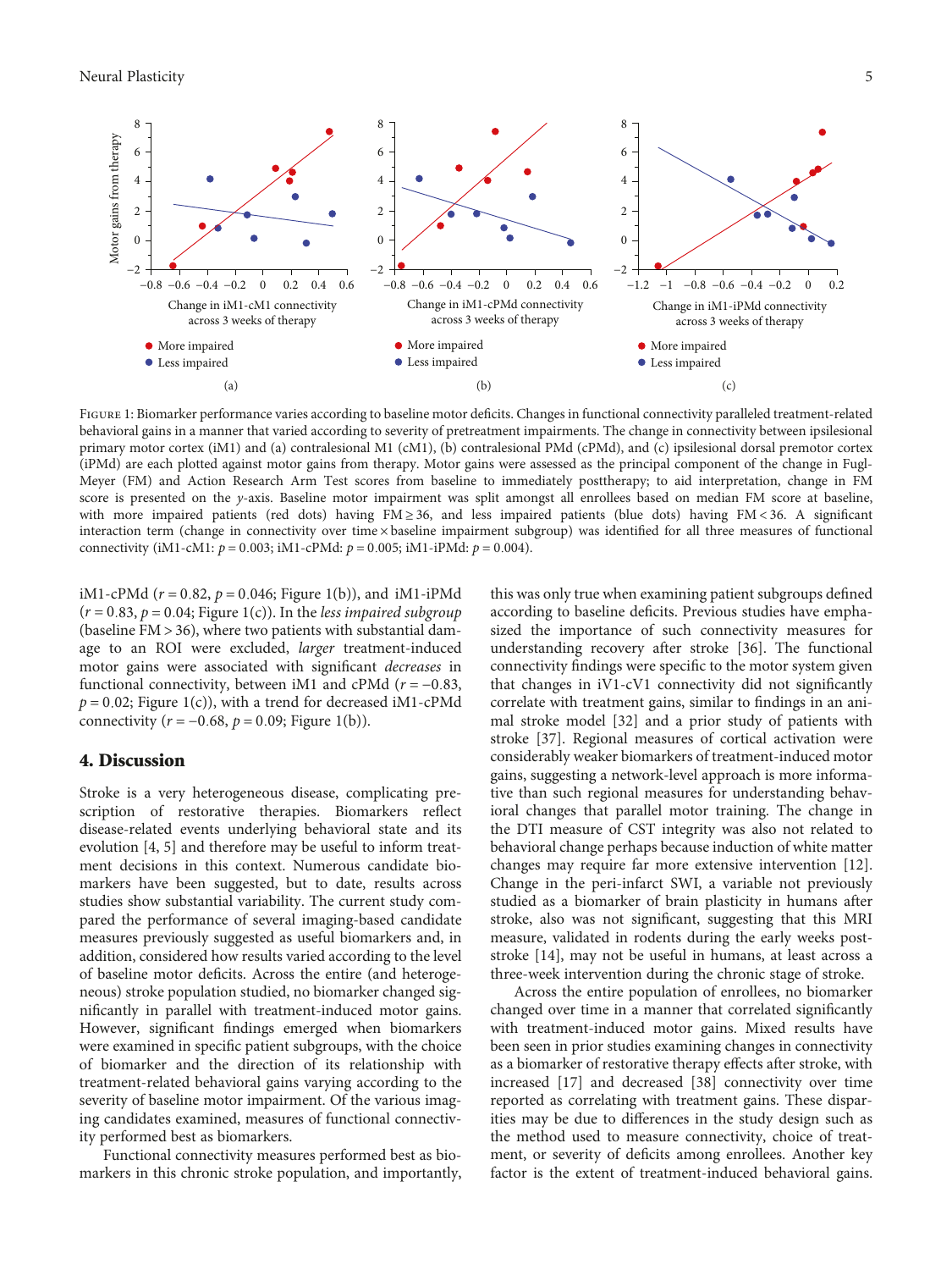Figure 1: Biomarker performance varies according to baseline motor deficits. Changes in functional connectivity paralleled treatment-related behavioral gains in a manner that varied according to severity of pretreatment impairments. The change in connectivity between ipsilesional primary motor cortex (iM1) and (a) contralesional M1 (cM1), (b) contralesional PMd (cPMd), and (c) ipsilesional dorsal premotor cortex (iPMd) are each plotted against motor gains from therapy. Motor gains were assessed as the principal component of the change in Fugl-Meyer (FM) and Action Research Arm Test scores from baseline to immediately posttherapy; to aid interpretation, change in FM score is presented on the $y$-axis. Baseline motor impairment was split amongst all enrollees based on median FM score at baseline, with more impaired patients (red dots) having $\text{FM} \geq 36$, and less impaired patients (blue dots) having $\text{FM} < 36$. A significant interaction term (change in connectivity over time × baseline impairment subgroup) was identified for all three measures of functional connectivity (iM1-cM1: $p = 0.003$; iM1-cPMd: $p = 0.005$; iM1-iPMd: $p = 0.004$).

iM1-cPMd ($r = 0.82$, $p = 0.046$; Figure 1(b)), and iM1-iPMd ($r = 0.83$, $p = 0.04$; Figure 1(c)). In the *less impaired subgroup* (baseline $\text{FM} > 36$), where two patients with substantial damage to an ROI were excluded, *larger* treatment-induced motor gains were associated with significant *decreases* in functional connectivity, between iM1 and cPMd ($r = -0.83$, $p = 0.02$; Figure 1(c)), with a trend for decreased iM1-cPMd connectivity ($r = -0.68$, $p = 0.09$; Figure 1(b)).

## 4. Discussion

Stroke is a very heterogeneous disease, complicating prescription of restorative therapies. Biomarkers reflect disease-related events underlying behavioral state and its evolution [4, 5] and therefore may be useful to inform treatment decisions in this context. Numerous candidate biomarkers have been suggested, but to date, results across studies show substantial variability. The current study compared the performance of several imaging-based candidate measures previously suggested as useful biomarkers and, in addition, considered how results varied according to the level of baseline motor deficits. Across the entire (and heterogeneous) stroke population studied, no biomarker changed significantly in parallel with treatment-induced motor gains. However, significant findings emerged when biomarkers were examined in specific patient subgroups, with the choice of biomarker and the direction of its relationship with treatment-related behavioral gains varying according to the severity of baseline motor impairment. Of the various imaging candidates examined, measures of functional connectivity performed best as biomarkers.

Functional connectivity measures performed best as biomarkers in this chronic stroke population, and importantly, this was only true when examining patient subgroups defined according to baseline deficits. Previous studies have emphasized the importance of such connectivity measures for understanding recovery after stroke [36]. The functional connectivity findings were specific to the motor system given that changes in iV1-cV1 connectivity did not significantly correlate with treatment gains, similar to findings in an animal stroke model [32] and a prior study of patients with stroke [37]. Regional measures of cortical activation were considerably weaker biomarkers of treatment-induced motor gains, suggesting a network-level approach is more informative than such regional measures for understanding behavioral changes that parallel motor training. The change in the DTI measure of CST integrity was also not related to behavioral change perhaps because induction of white matter changes may require far more extensive intervention [12]. Change in the peri-infarct SWI, a variable not previously studied as a biomarker of brain plasticity in humans after stroke, also was not significant, suggesting that this MRI measure, validated in rodents during the early weeks post-stroke [14], may not be useful in humans, at least across a three-week intervention during the chronic stage of stroke.

Across the entire population of enrollees, no biomarker changed over time in a manner that correlated significantly with treatment-induced motor gains. Mixed results have been seen in prior studies examining changes in connectivity as a biomarker of restorative therapy effects after stroke, with increased [17] and decreased [38] connectivity over time reported as correlating with treatment gains. These disparities may be due to differences in the study design such as the method used to measure connectivity, choice of treatment, or severity of deficits among enrollees. Another key factor is the extent of treatment-induced behavioral gains.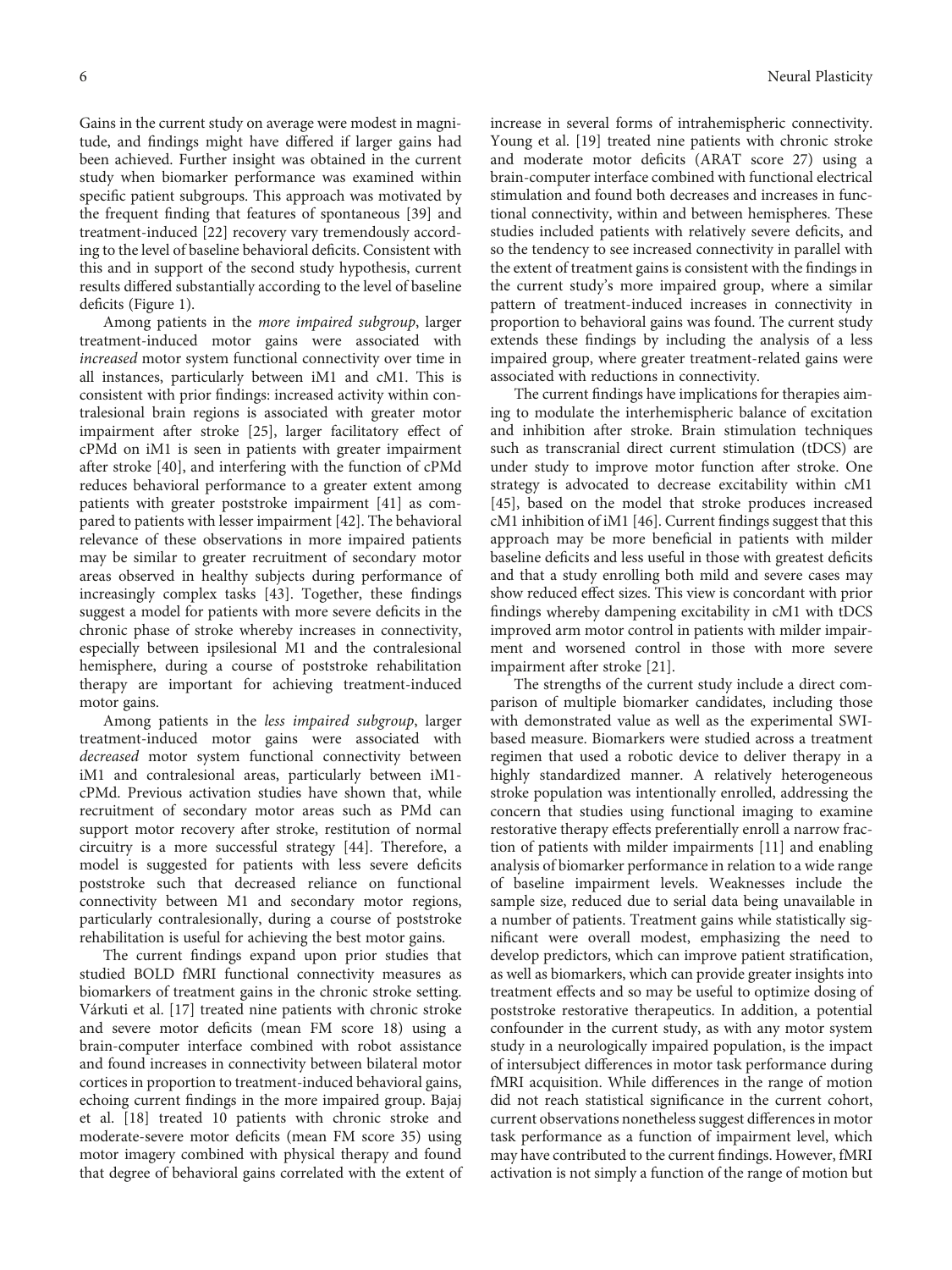Gains in the current study on average were modest in magnitude, and findings might have differed if larger gains had been achieved. Further insight was obtained in the current study when biomarker performance was examined within specific patient subgroups. This approach was motivated by the frequent finding that features of spontaneous [39] and treatment-induced [22] recovery vary tremendously according to the level of baseline behavioral deficits. Consistent with this and in support of the second study hypothesis, current results differed substantially according to the level of baseline deficits (Figure 1).

Among patients in the *more impaired subgroup*, larger treatment-induced motor gains were associated with *increased* motor system functional connectivity over time in all instances, particularly between iM1 and cM1. This is consistent with prior findings: increased activity within contralesional brain regions is associated with greater motor impairment after stroke [25], larger facilitatory effect of cPMd on iM1 is seen in patients with greater impairment after stroke [40], and interfering with the function of cPMd reduces behavioral performance to a greater extent among patients with greater poststroke impairment [41] as compared to patients with lesser impairment [42]. The behavioral relevance of these observations in more impaired patients may be similar to greater recruitment of secondary motor areas observed in healthy subjects during performance of increasingly complex tasks [43]. Together, these findings suggest a model for patients with more severe deficits in the chronic phase of stroke whereby increases in connectivity, especially between ipsilesional M1 and the contralesional hemisphere, during a course of poststroke rehabilitation therapy are important for achieving treatment-induced motor gains.

Among patients in the *less impaired subgroup*, larger treatment-induced motor gains were associated with *decreased* motor system functional connectivity between iM1 and contralesional areas, particularly between iM1-cPMd. Previous activation studies have shown that, while recruitment of secondary motor areas such as PMd can support motor recovery after stroke, restitution of normal circuitry is a more successful strategy [44]. Therefore, a model is suggested for patients with less severe deficits poststroke such that decreased reliance on functional connectivity between M1 and secondary motor regions, particularly contralesionally, during a course of poststroke rehabilitation is useful for achieving the best motor gains.

The current findings expand upon prior studies that studied BOLD fMRI functional connectivity measures as biomarkers of treatment gains in the chronic stroke setting. Várkuti et al. [17] treated nine patients with chronic stroke and severe motor deficits (mean FM score 18) using a brain-computer interface combined with robot assistance and found increases in connectivity between bilateral motor cortices in proportion to treatment-induced behavioral gains, echoing current findings in the more impaired group. Bajaj et al. [18] treated 10 patients with chronic stroke and moderate-severe motor deficits (mean FM score 35) using motor imagery combined with physical therapy and found that degree of behavioral gains correlated with the extent of increase in several forms of intrahemispheric connectivity. Young et al. [19] treated nine patients with chronic stroke and moderate motor deficits (ARAT score 27) using a brain-computer interface combined with functional electrical stimulation and found both decreases and increases in functional connectivity, within and between hemispheres. These studies included patients with relatively severe deficits, and so the tendency to see increased connectivity in parallel with the extent of treatment gains is consistent with the findings in the current study's more impaired group, where a similar pattern of treatment-induced increases in connectivity in proportion to behavioral gains was found. The current study extends these findings by including the analysis of a less impaired group, where greater treatment-related gains were associated with reductions in connectivity.

The current findings have implications for therapies aiming to modulate the interhemispheric balance of excitation and inhibition after stroke. Brain stimulation techniques such as transcranial direct current stimulation (tDCS) are under study to improve motor function after stroke. One strategy is advocated to decrease excitability within cM1 [45], based on the model that stroke produces increased cM1 inhibition of iM1 [46]. Current findings suggest that this approach may be more beneficial in patients with milder baseline deficits and less useful in those with greatest deficits and that a study enrolling both mild and severe cases may show reduced effect sizes. This view is concordant with prior findings whereby dampening excitability in cM1 with tDCS improved arm motor control in patients with milder impairment and worsened control in those with more severe impairment after stroke [21].

The strengths of the current study include a direct comparison of multiple biomarker candidates, including those with demonstrated value as well as the experimental SWI-based measure. Biomarkers were studied across a treatment regimen that used a robotic device to deliver therapy in a highly standardized manner. A relatively heterogeneous stroke population was intentionally enrolled, addressing the concern that studies using functional imaging to examine restorative therapy effects preferentially enroll a narrow fraction of patients with milder impairments [11] and enabling analysis of biomarker performance in relation to a wide range of baseline impairment levels. Weaknesses include the sample size, reduced due to serial data being unavailable in a number of patients. Treatment gains while statistically significant were overall modest, emphasizing the need to develop predictors, which can improve patient stratification, as well as biomarkers, which can provide greater insights into treatment effects and so may be useful to optimize dosing of poststroke restorative therapeutics. In addition, a potential confounder in the current study, as with any motor system study in a neurologically impaired population, is the impact of intersubject differences in motor task performance during fMRI acquisition. While differences in the range of motion did not reach statistical significance in the current cohort, current observations nonetheless suggest differences in motor task performance as a function of impairment level, which may have contributed to the current findings. However, fMRI activation is not simply a function of the range of motion but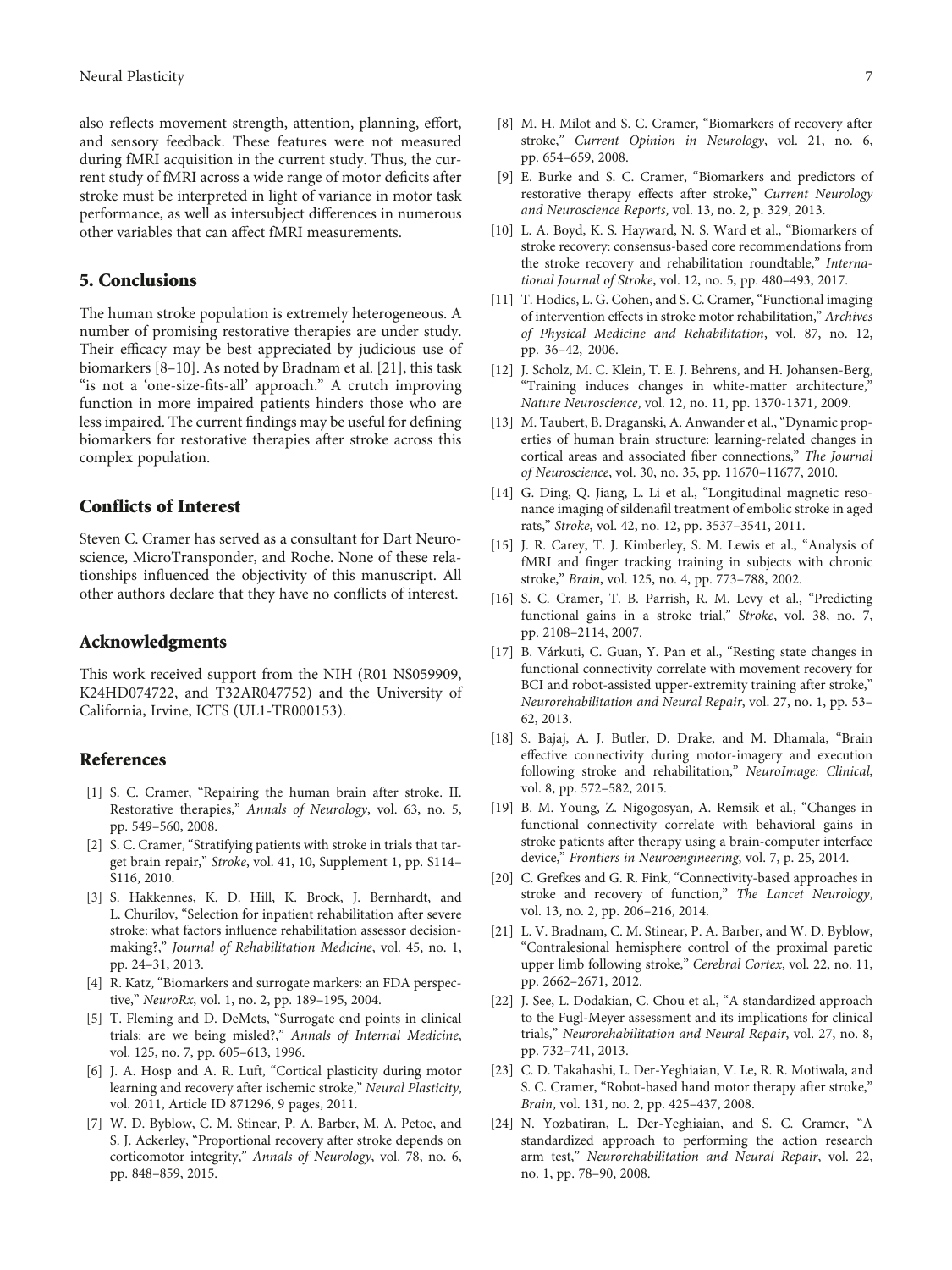also reflects movement strength, attention, planning, effort, and sensory feedback. These features were not measured during fMRI acquisition in the current study. Thus, the current study of fMRI across a wide range of motor deficits after stroke must be interpreted in light of variance in motor task performance, as well as intersubject differences in numerous other variables that can affect fMRI measurements.

## 5. Conclusions

The human stroke population is extremely heterogeneous. A number of promising restorative therapies are under study. Their efficacy may be best appreciated by judicious use of biomarkers [8–10]. As noted by Bradnam et al. [21], this task "is not a 'one-size-fits-all' approach." A crutch improving function in more impaired patients hinders those who are less impaired. The current findings may be useful for defining biomarkers for restorative therapies after stroke across this complex population.

## Conflicts of Interest

Steven C. Cramer has served as a consultant for Dart Neuroscience, MicroTransponder, and Roche. None of these relationships influenced the objectivity of this manuscript. All other authors declare that they have no conflicts of interest.

## Acknowledgments

This work received support from the NIH (R01 NS059909, K24HD074722, and T32AR047752) and the University of California, Irvine, ICTS (UL1-TR000153).

## References

[1] S. C. Cramer, "Repairing the human brain after stroke. II. Restorative therapies," *Annals of Neurology*, vol. 63, no. 5, pp. 549–560, 2008.

[2] S. C. Cramer, "Stratifying patients with stroke in trials that target brain repair," *Stroke*, vol. 41, 10, Supplement 1, pp. S114–S116, 2010.

[3] S. Hakkennes, K. D. Hill, K. Brock, J. Bernhardt, and L. Churilov, "Selection for inpatient rehabilitation after severe stroke: what factors influence rehabilitation assessor decision-making?," *Journal of Rehabilitation Medicine*, vol. 45, no. 1, pp. 24–31, 2013.

[4] R. Katz, "Biomarkers and surrogate markers: an FDA perspective," *NeuroRx*, vol. 1, no. 2, pp. 189–195, 2004.

[5] T. Fleming and D. DeMets, "Surrogate end points in clinical trials: are we being misled?," *Annals of Internal Medicine*, vol. 125, no. 7, pp. 605–613, 1996.

[6] J. A. Hosp and A. R. Luft, "Cortical plasticity during motor learning and recovery after ischemic stroke," *Neural Plasticity*, vol. 2011, Article ID 871296, 9 pages, 2011.

[7] W. D. Byblow, C. M. Stinear, P. A. Barber, M. A. Petoe, and S. J. Ackerley, "Proportional recovery after stroke depends on corticomotor integrity," *Annals of Neurology*, vol. 78, no. 6, pp. 848–859, 2015.

[8] M. H. Milot and S. C. Cramer, "Biomarkers of recovery after stroke," *Current Opinion in Neurology*, vol. 21, no. 6, pp. 654–659, 2008.

[9] E. Burke and S. C. Cramer, "Biomarkers and predictors of restorative therapy effects after stroke," *Current Neurology and Neuroscience Reports*, vol. 13, no. 2, p. 329, 2013.

[10] L. A. Boyd, K. S. Hayward, N. S. Ward et al., "Biomarkers of stroke recovery: consensus-based core recommendations from the stroke recovery and rehabilitation roundtable," *International Journal of Stroke*, vol. 12, no. 5, pp. 480–493, 2017.

[11] T. Hodics, L. G. Cohen, and S. C. Cramer, "Functional imaging of intervention effects in stroke motor rehabilitation," *Archives of Physical Medicine and Rehabilitation*, vol. 87, no. 12, pp. 36–42, 2006.

[12] J. Scholz, M. C. Klein, T. E. J. Behrens, and H. Johansen-Berg, "Training induces changes in white-matter architecture," *Nature Neuroscience*, vol. 12, no. 11, pp. 1370-1371, 2009.

[13] M. Taubert, B. Draganski, A. Anwander et al., "Dynamic properties of human brain structure: learning-related changes in cortical areas and associated fiber connections," *The Journal of Neuroscience*, vol. 30, no. 35, pp. 11670–11677, 2010.

[14] G. Ding, Q. Jiang, L. Li et al., "Longitudinal magnetic resonance imaging of sildenafil treatment of embolic stroke in aged rats," *Stroke*, vol. 42, no. 12, pp. 3537–3541, 2011.

[15] J. R. Carey, T. J. Kimberley, S. M. Lewis et al., "Analysis of fMRI and finger tracking training in subjects with chronic stroke," *Brain*, vol. 125, no. 4, pp. 773–788, 2002.

[16] S. C. Cramer, T. B. Parrish, R. M. Levy et al., "Predicting functional gains in a stroke trial," *Stroke*, vol. 38, no. 7, pp. 2108–2114, 2007.

[17] B. Várkuti, C. Guan, Y. Pan et al., "Resting state changes in functional connectivity correlate with movement recovery for BCI and robot-assisted upper-extremity training after stroke," *Neurorehabilitation and Neural Repair*, vol. 27, no. 1, pp. 53–62, 2013.

[18] S. Bajaj, A. J. Butler, D. Drake, and M. Dhamala, "Brain effective connectivity during motor-imagery and execution following stroke and rehabilitation," *NeuroImage: Clinical*, vol. 8, pp. 572–582, 2015.

[19] B. M. Young, Z. Nigogosyan, A. Remsik et al., "Changes in functional connectivity correlate with behavioral gains in stroke patients after therapy using a brain-computer interface device," *Frontiers in Neuroengineering*, vol. 7, p. 25, 2014.

[20] C. Grefkes and G. R. Fink, "Connectivity-based approaches in stroke and recovery of function," *The Lancet Neurology*, vol. 13, no. 2, pp. 206–216, 2014.

[21] L. V. Bradnam, C. M. Stinear, P. A. Barber, and W. D. Byblow, "Contralesional hemisphere control of the proximal paretic upper limb following stroke," *Cerebral Cortex*, vol. 22, no. 11, pp. 2662–2671, 2012.

[22] J. See, L. Dodakian, C. Chou et al., "A standardized approach to the Fugl-Meyer assessment and its implications for clinical trials," *Neurorehabilitation and Neural Repair*, vol. 27, no. 8, pp. 732–741, 2013.

[23] C. D. Takahashi, L. Der-Yeghiaian, V. Le, R. R. Motiwala, and S. C. Cramer, "Robot-based hand motor therapy after stroke," *Brain*, vol. 131, no. 2, pp. 425–437, 2008.

[24] N. Yozbatiran, L. Der-Yeghiaian, and S. C. Cramer, "A standardized approach to performing the action research arm test," *Neurorehabilitation and Neural Repair*, vol. 22, no. 1, pp. 78–90, 2008.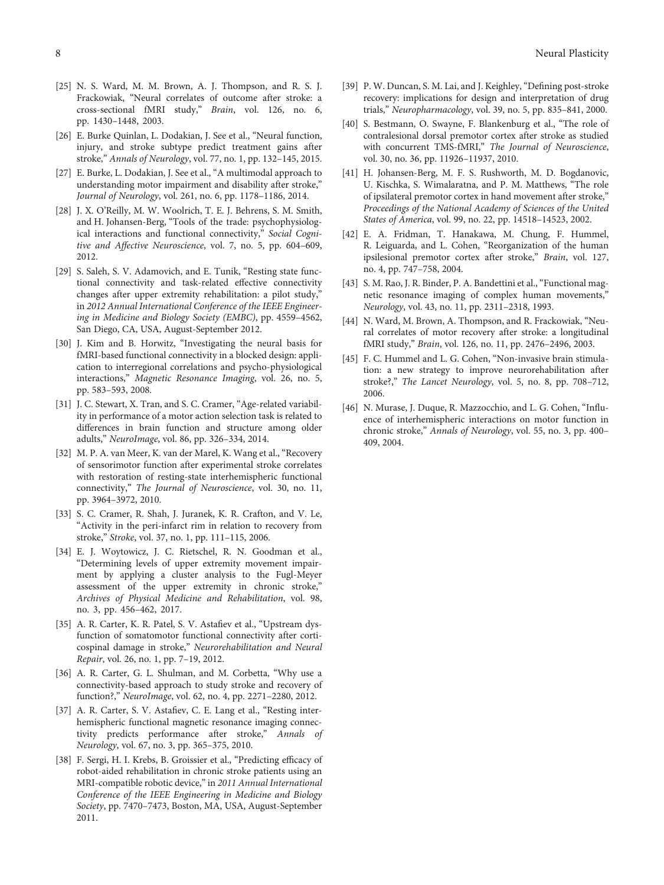[25] N. S. Ward, M. M. Brown, A. J. Thompson, and R. S. J. Frackowiak, "Neural correlates of outcome after stroke: a cross-sectional fMRI study," *Brain*, vol. 126, no. 6, pp. 1430–1448, 2003.

[26] E. Burke Quinlan, L. Dodakian, J. See et al., "Neural function, injury, and stroke subtype predict treatment gains after stroke," *Annals of Neurology*, vol. 77, no. 1, pp. 132–145, 2015.

[27] E. Burke, L. Dodakian, J. See et al., "A multimodal approach to understanding motor impairment and disability after stroke," *Journal of Neurology*, vol. 261, no. 6, pp. 1178–1186, 2014.

[28] J. X. O'Reilly, M. W. Woolrich, T. E. J. Behrens, S. M. Smith, and H. Johansen-Berg, "Tools of the trade: psychophysiological interactions and functional connectivity," *Social Cognitive and Affective Neuroscience*, vol. 7, no. 5, pp. 604–609, 2012.

[29] S. Saleh, S. V. Adamovich, and E. Tunik, "Resting state functional connectivity and task-related effective connectivity changes after upper extremity rehabilitation: a pilot study," in *2012 Annual International Conference of the IEEE Engineering in Medicine and Biology Society (EMBC)*, pp. 4559–4562, San Diego, CA, USA, August-September 2012.

[30] J. Kim and B. Horwitz, "Investigating the neural basis for fMRI-based functional connectivity in a blocked design: application to interregional correlations and psycho-physiological interactions," *Magnetic Resonance Imaging*, vol. 26, no. 5, pp. 583–593, 2008.

[31] J. C. Stewart, X. Tran, and S. C. Cramer, "Age-related variability in performance of a motor action selection task is related to differences in brain function and structure among older adults," *NeuroImage*, vol. 86, pp. 326–334, 2014.

[32] M. P. A. van Meer, K. van der Marel, K. Wang et al., "Recovery of sensorimotor function after experimental stroke correlates with restoration of resting-state interhemispheric functional connectivity," *The Journal of Neuroscience*, vol. 30, no. 11, pp. 3964–3972, 2010.

[33] S. C. Cramer, R. Shah, J. Juranek, K. R. Crafton, and V. Le, "Activity in the peri-infarct rim in relation to recovery from stroke," *Stroke*, vol. 37, no. 1, pp. 111–115, 2006.

[34] E. J. Woytowicz, J. C. Rietschel, R. N. Goodman et al., "Determining levels of upper extremity movement impairment by applying a cluster analysis to the Fugl-Meyer assessment of the upper extremity in chronic stroke," *Archives of Physical Medicine and Rehabilitation*, vol. 98, no. 3, pp. 456–462, 2017.

[35] A. R. Carter, K. R. Patel, S. V. Astafiev et al., "Upstream dysfunction of somatomotor functional connectivity after corticospinal damage in stroke," *Neurorehabilitation and Neural Repair*, vol. 26, no. 1, pp. 7–19, 2012.

[36] A. R. Carter, G. L. Shulman, and M. Corbetta, "Why use a connectivity-based approach to study stroke and recovery of function?," *NeuroImage*, vol. 62, no. 4, pp. 2271–2280, 2012.

[37] A. R. Carter, S. V. Astafiev, C. E. Lang et al., "Resting interhemispheric functional magnetic resonance imaging connectivity predicts performance after stroke," *Annals of Neurology*, vol. 67, no. 3, pp. 365–375, 2010.

[38] F. Sergi, H. I. Krebs, B. Groissier et al., "Predicting efficacy of robot-aided rehabilitation in chronic stroke patients using an MRI-compatible robotic device," in *2011 Annual International Conference of the IEEE Engineering in Medicine and Biology Society*, pp. 7470–7473, Boston, MA, USA, August-September 2011.

[39] P. W. Duncan, S. M. Lai, and J. Keighley, "Defining post-stroke recovery: implications for design and interpretation of drug trials," *Neuropharmacology*, vol. 39, no. 5, pp. 835–841, 2000.

[40] S. Bestmann, O. Swayne, F. Blankenburg et al., "The role of contralesional dorsal premotor cortex after stroke as studied with concurrent TMS-fMRI," *The Journal of Neuroscience*, vol. 30, no. 36, pp. 11926–11937, 2010.

[41] H. Johansen-Berg, M. F. S. Rushworth, M. D. Bogdanovic, U. Kischka, S. Wimalaratna, and P. M. Matthews, "The role of ipsilateral premotor cortex in hand movement after stroke," *Proceedings of the National Academy of Sciences of the United States of America*, vol. 99, no. 22, pp. 14518–14523, 2002.

[42] E. A. Fridman, T. Hanakawa, M. Chung, F. Hummel, R. Leiguarda, and L. Cohen, "Reorganization of the human ipsilesional premotor cortex after stroke," *Brain*, vol. 127, no. 4, pp. 747–758, 2004.

[43] S. M. Rao, J. R. Binder, P. A. Bandettini et al., "Functional magnetic resonance imaging of complex human movements," *Neurology*, vol. 43, no. 11, pp. 2311–2318, 1993.

[44] N. Ward, M. Brown, A. Thompson, and R. Frackowiak, "Neural correlates of motor recovery after stroke: a longitudinal fMRI study," *Brain*, vol. 126, no. 11, pp. 2476–2496, 2003.

[45] F. C. Hummel and L. G. Cohen, "Non-invasive brain stimulation: a new strategy to improve neurorehabilitation after stroke?," *The Lancet Neurology*, vol. 5, no. 8, pp. 708–712, 2006.

[46] N. Murase, J. Duque, R. Mazzocchio, and L. G. Cohen, "Influence of interhemispheric interactions on motor function in chronic stroke," *Annals of Neurology*, vol. 55, no. 3, pp. 400–409, 2004.